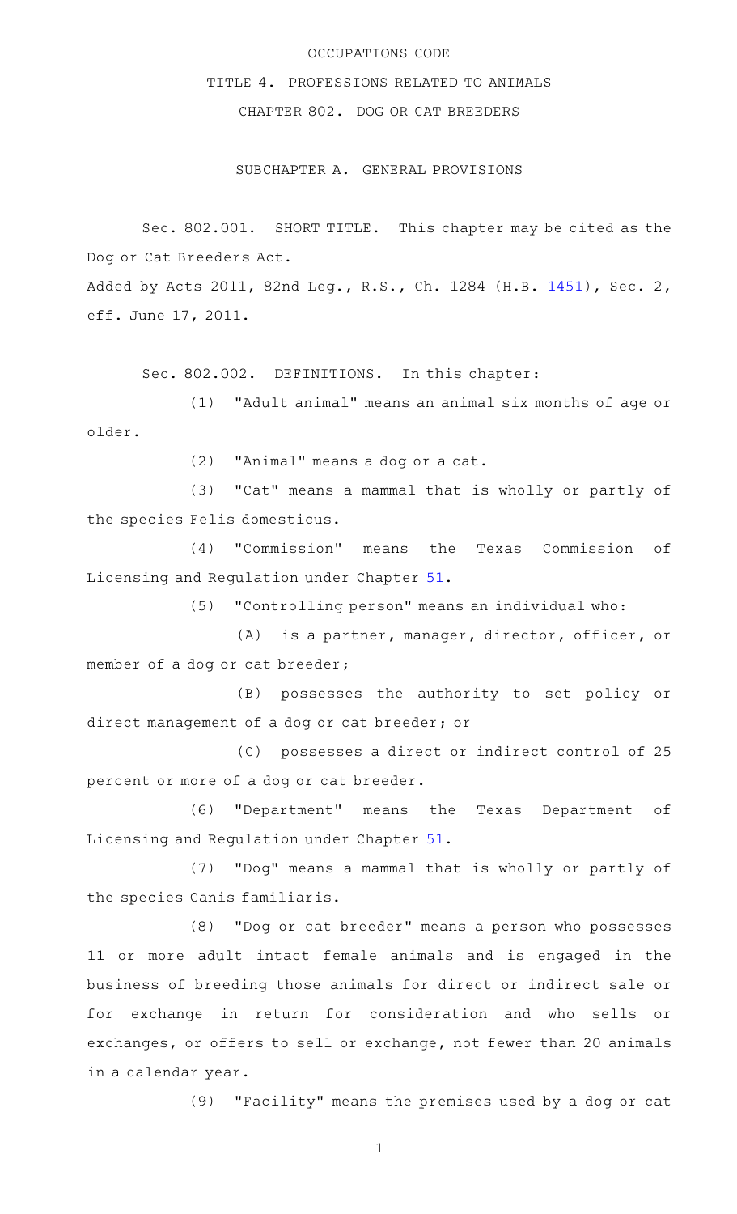# OCCUPATIONS CODE

## TITLE 4. PROFESSIONS RELATED TO ANIMALS

## CHAPTER 802. DOG OR CAT BREEDERS

### SUBCHAPTER A. GENERAL PROVISIONS

Sec. 802.001. SHORT TITLE. This chapter may be cited as the Dog or Cat Breeders Act.

Added by Acts 2011, 82nd Leg., R.S., Ch. 1284 (H.B. 1451), Sec. 2, eff. June 17, 2011.

Sec. 802.002. DEFINITIONS. In this chapter:

(1) "Adult animal" means an animal six months of age or older.

(2) "Animal" means a dog or a cat.

(3) "Cat" means a mammal that is wholly or partly of the species Felis domesticus.

(4) "Commission" means the Texas Commission of Licensing and Regulation under Chapter 51.

(5) "Controlling person" means an individual who:

(A) is a partner, manager, director, officer, or member of a dog or cat breeder;

(B) possesses the authority to set policy or direct management of a dog or cat breeder; or

(C) possesses a direct or indirect control of 25 percent or more of a dog or cat breeder.

(6) "Department" means the Texas Department of Licensing and Regulation under Chapter 51.

(7) "Dog" means a mammal that is wholly or partly of the species Canis familiaris.

(8) "Dog or cat breeder" means a person who possesses 11 or more adult intact female animals and is engaged in the business of breeding those animals for direct or indirect sale or for exchange in return for consideration and who sells or exchanges, or offers to sell or exchange, not fewer than 20 animals in a calendar year.

(9) "Facility" means the premises used by a dog or cat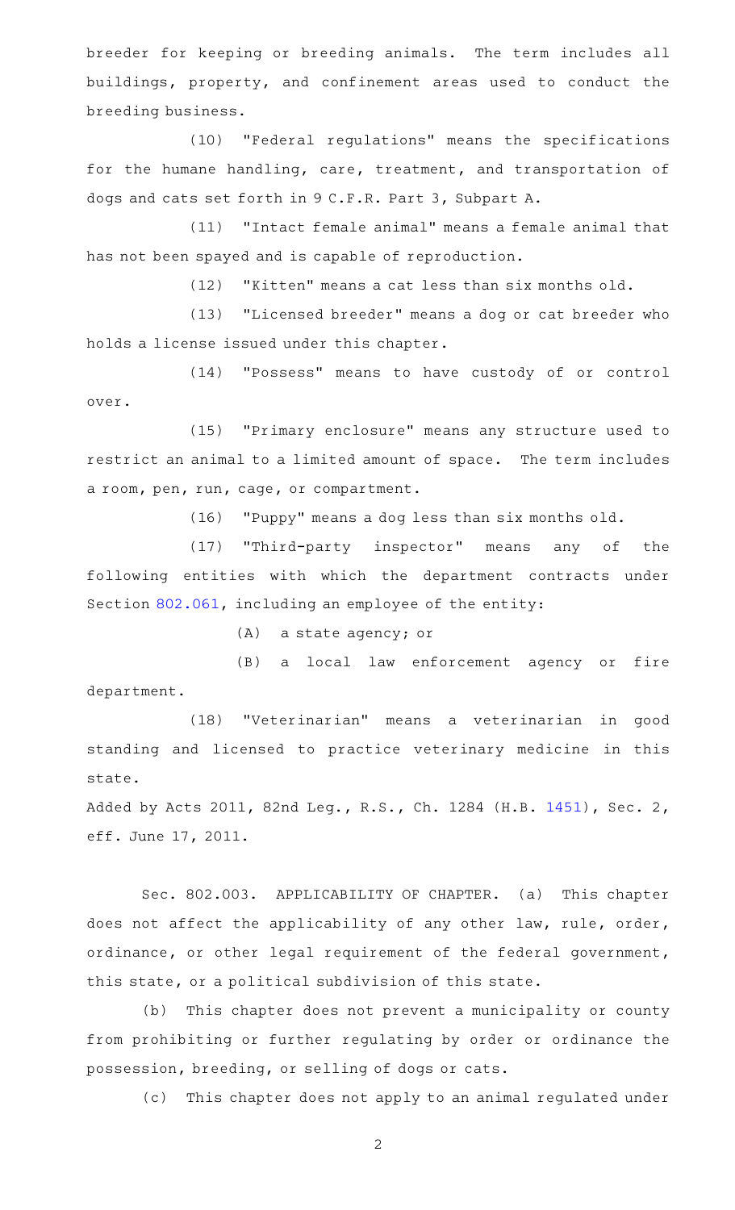breeder for keeping or breeding animals. The term includes all buildings, property, and confinement areas used to conduct the breeding business.

(10) "Federal regulations" means the specifications for the humane handling, care, treatment, and transportation of dogs and cats set forth in 9 C.F.R. Part 3, Subpart A.

(11) "Intact female animal" means a female animal that has not been spayed and is capable of reproduction.

(12) "Kitten" means a cat less than six months old.

(13) "Licensed breeder" means a dog or cat breeder who holds a license issued under this chapter.

(14) "Possess" means to have custody of or control over.

(15) "Primary enclosure" means any structure used to restrict an animal to a limited amount of space. The term includes a room, pen, run, cage, or compartment.

(16) "Puppy" means a dog less than six months old.

(17) "Third-party inspector" means any of the following entities with which the department contracts under Section 802.061, including an employee of the entity:

(A) a state agency; or

(B) a local law enforcement agency or fire department.

(18) "Veterinarian" means a veterinarian in good standing and licensed to practice veterinary medicine in this state.

Added by Acts 2011, 82nd Leg., R.S., Ch. 1284 (H.B. 1451), Sec. 2, eff. June 17, 2011.

Sec. 802.003. APPLICABILITY OF CHAPTER. (a) This chapter does not affect the applicability of any other law, rule, order, ordinance, or other legal requirement of the federal government, this state, or a political subdivision of this state.

(b) This chapter does not prevent a municipality or county from prohibiting or further regulating by order or ordinance the possession, breeding, or selling of dogs or cats.

(c) This chapter does not apply to an animal regulated under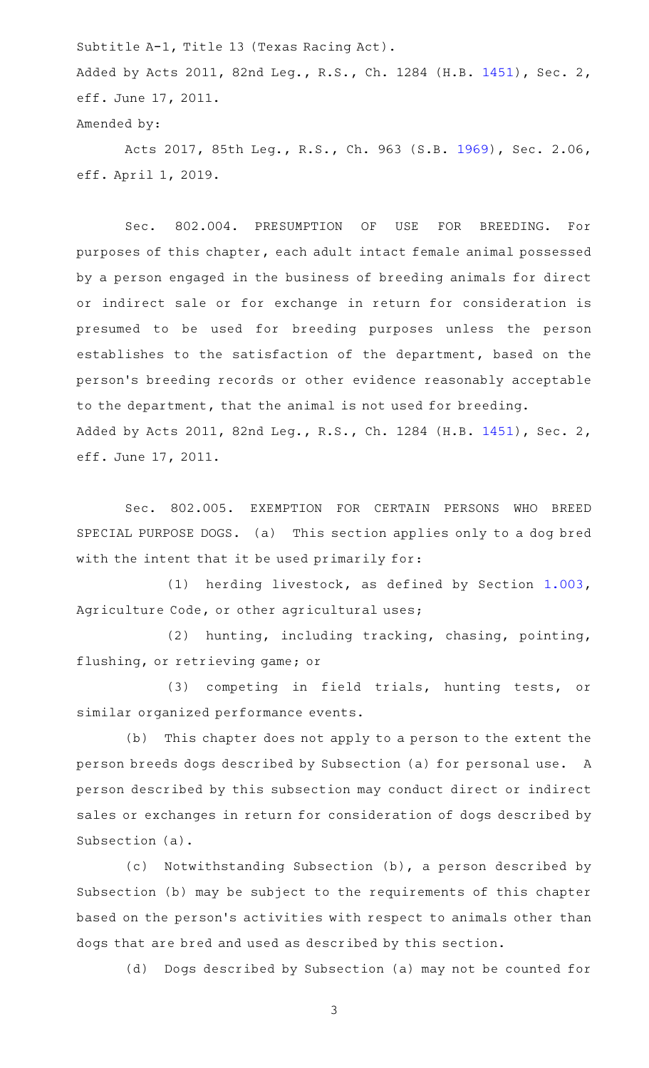Subtitle A-1, Title 13 (Texas Racing Act).

Added by Acts 2011, 82nd Leg., R.S., Ch. 1284 (H.B. 1451), Sec. 2, eff. June 17, 2011.

Amended by:

Acts 2017, 85th Leg., R.S., Ch. 963 (S.B. 1969), Sec. 2.06, eff. April 1, 2019.

Sec. 802.004. PRESUMPTION OF USE FOR BREEDING. For purposes of this chapter, each adult intact female animal possessed by a person engaged in the business of breeding animals for direct or indirect sale or for exchange in return for consideration is presumed to be used for breeding purposes unless the person establishes to the satisfaction of the department, based on the person's breeding records or other evidence reasonably acceptable to the department, that the animal is not used for breeding.

Added by Acts 2011, 82nd Leg., R.S., Ch. 1284 (H.B. 1451), Sec. 2, eff. June 17, 2011.

Sec. 802.005. EXEMPTION FOR CERTAIN PERSONS WHO BREED SPECIAL PURPOSE DOGS. (a) This section applies only to a dog bred with the intent that it be used primarily for:

(1) herding livestock, as defined by Section 1.003, Agriculture Code, or other agricultural uses;

(2) hunting, including tracking, chasing, pointing, flushing, or retrieving game; or

(3) competing in field trials, hunting tests, or similar organized performance events.

(b) This chapter does not apply to a person to the extent the person breeds dogs described by Subsection (a) for personal use. A person described by this subsection may conduct direct or indirect sales or exchanges in return for consideration of dogs described by Subsection (a).

(c) Notwithstanding Subsection (b), a person described by Subsection (b) may be subject to the requirements of this chapter based on the person's activities with respect to animals other than dogs that are bred and used as described by this section.

(d) Dogs described by Subsection (a) may not be counted for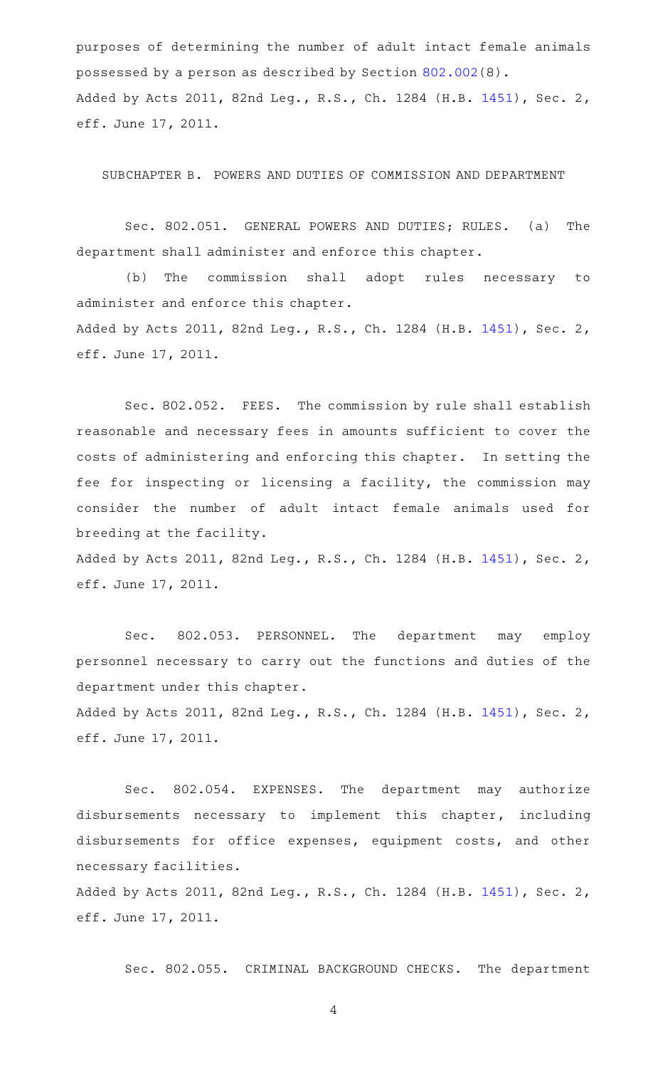purposes of determining the number of adult intact female animals possessed by a person as described by Section 802.002(8).

Added by Acts 2011, 82nd Leg., R.S., Ch. 1284 (H.B. 1451), Sec. 2, eff. June 17, 2011.

SUBCHAPTER B. POWERS AND DUTIES OF COMMISSION AND DEPARTMENT

Sec. 802.051. GENERAL POWERS AND DUTIES; RULES. (a) The department shall administer and enforce this chapter.

(b) The commission shall adopt rules necessary to administer and enforce this chapter.

Added by Acts 2011, 82nd Leg., R.S., Ch. 1284 (H.B. 1451), Sec. 2, eff. June 17, 2011.

Sec. 802.052. FEES. The commission by rule shall establish reasonable and necessary fees in amounts sufficient to cover the costs of administering and enforcing this chapter. In setting the fee for inspecting or licensing a facility, the commission may consider the number of adult intact female animals used for breeding at the facility.

Added by Acts 2011, 82nd Leg., R.S., Ch. 1284 (H.B. 1451), Sec. 2, eff. June 17, 2011.

Sec. 802.053. PERSONNEL. The department may employ personnel necessary to carry out the functions and duties of the department under this chapter.

Added by Acts 2011, 82nd Leg., R.S., Ch. 1284 (H.B. 1451), Sec. 2, eff. June 17, 2011.

Sec. 802.054. EXPENSES. The department may authorize disbursements necessary to implement this chapter, including disbursements for office expenses, equipment costs, and other necessary facilities.

Added by Acts 2011, 82nd Leg., R.S., Ch. 1284 (H.B. 1451), Sec. 2, eff. June 17, 2011.

Sec. 802.055. CRIMINAL BACKGROUND CHECKS. The department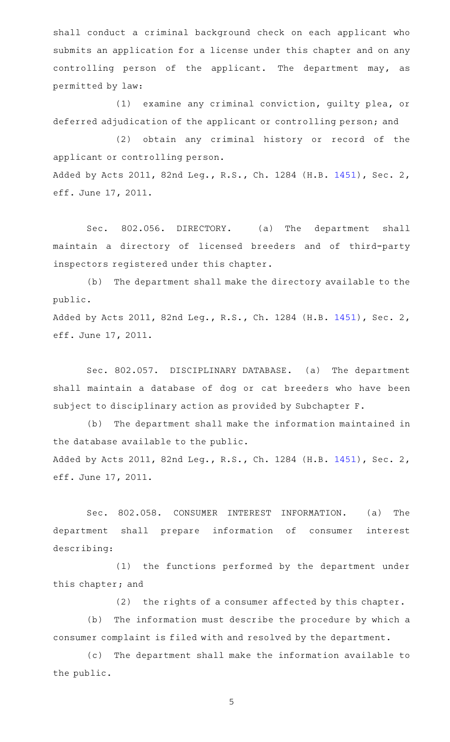shall conduct a criminal background check on each applicant who submits an application for a license under this chapter and on any controlling person of the applicant. The department may, as permitted by law:

(1) examine any criminal conviction, guilty plea, or deferred adjudication of the applicant or controlling person; and

(2) obtain any criminal history or record of the applicant or controlling person.

Added by Acts 2011, 82nd Leg., R.S., Ch. 1284 (H.B. 1451), Sec. 2, eff. June 17, 2011.

Sec. 802.056. DIRECTORY. (a) The department shall maintain a directory of licensed breeders and of third-party inspectors registered under this chapter.

(b) The department shall make the directory available to the public.

Added by Acts 2011, 82nd Leg., R.S., Ch. 1284 (H.B. 1451), Sec. 2, eff. June 17, 2011.

Sec. 802.057. DISCIPLINARY DATABASE. (a) The department shall maintain a database of dog or cat breeders who have been subject to disciplinary action as provided by Subchapter F.

(b) The department shall make the information maintained in the database available to the public.

Added by Acts 2011, 82nd Leg., R.S., Ch. 1284 (H.B. 1451), Sec. 2, eff. June 17, 2011.

Sec. 802.058. CONSUMER INTEREST INFORMATION. (a) The department shall prepare information of consumer interest describing:

(1) the functions performed by the department under this chapter; and

(2) the rights of a consumer affected by this chapter.

(b) The information must describe the procedure by which a consumer complaint is filed with and resolved by the department.

(c) The department shall make the information available to the public.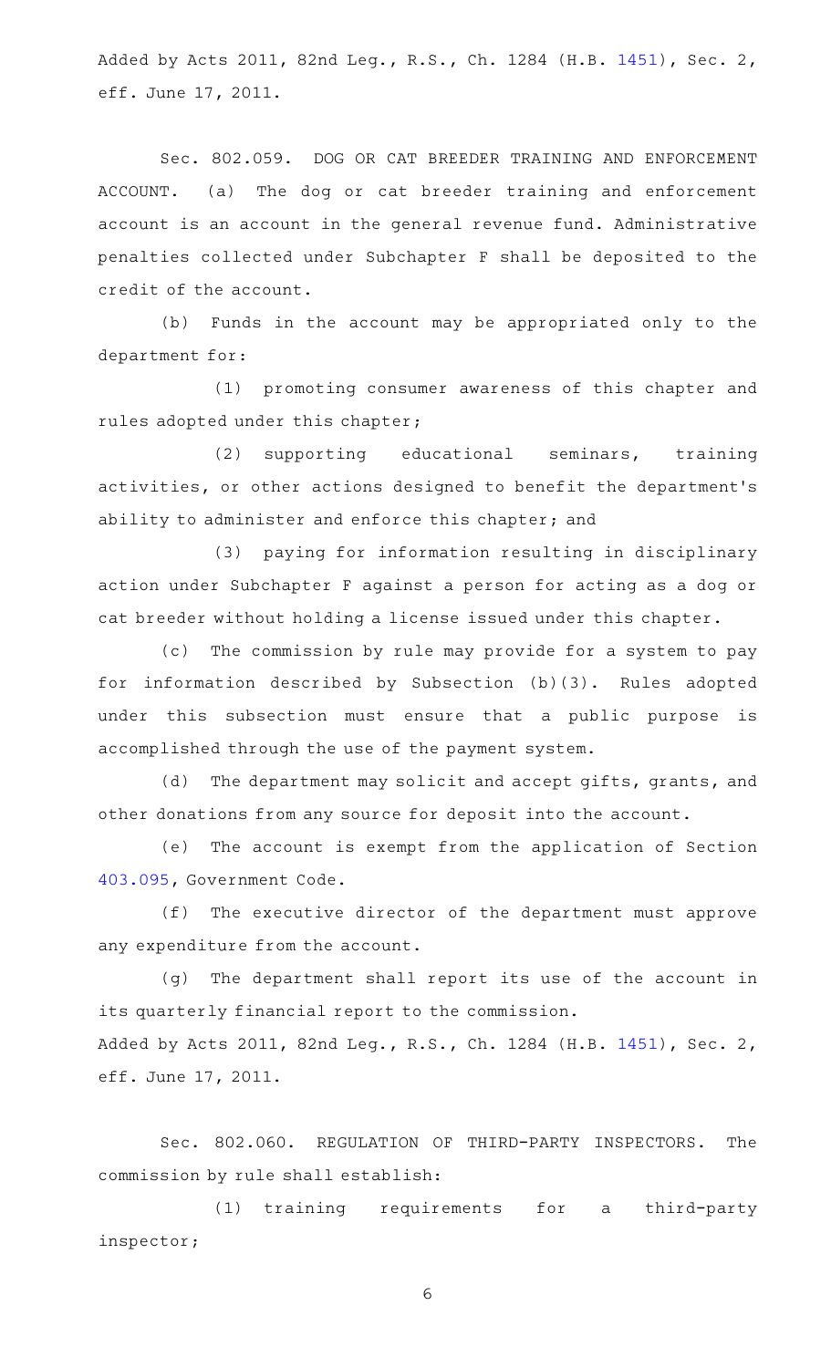Added by Acts 2011, 82nd Leg., R.S., Ch. 1284 (H.B. 1451), Sec. 2, eff. June 17, 2011.

Sec. 802.059. DOG OR CAT BREEDER TRAINING AND ENFORCEMENT ACCOUNT. (a) The dog or cat breeder training and enforcement account is an account in the general revenue fund. Administrative penalties collected under Subchapter F shall be deposited to the credit of the account.

(b) Funds in the account may be appropriated only to the department for:

(1) promoting consumer awareness of this chapter and rules adopted under this chapter;

(2) supporting educational seminars, training activities, or other actions designed to benefit the department's ability to administer and enforce this chapter; and

(3) paying for information resulting in disciplinary action under Subchapter F against a person for acting as a dog or cat breeder without holding a license issued under this chapter.

(c) The commission by rule may provide for a system to pay for information described by Subsection (b)(3). Rules adopted under this subsection must ensure that a public purpose is accomplished through the use of the payment system.

(d) The department may solicit and accept gifts, grants, and other donations from any source for deposit into the account.

(e) The account is exempt from the application of Section 403.095, Government Code.

(f) The executive director of the department must approve any expenditure from the account.

(g) The department shall report its use of the account in its quarterly financial report to the commission.

Added by Acts 2011, 82nd Leg., R.S., Ch. 1284 (H.B. 1451), Sec. 2, eff. June 17, 2011.

Sec. 802.060. REGULATION OF THIRD-PARTY INSPECTORS. The commission by rule shall establish:

(1) training requirements for a third-party inspector;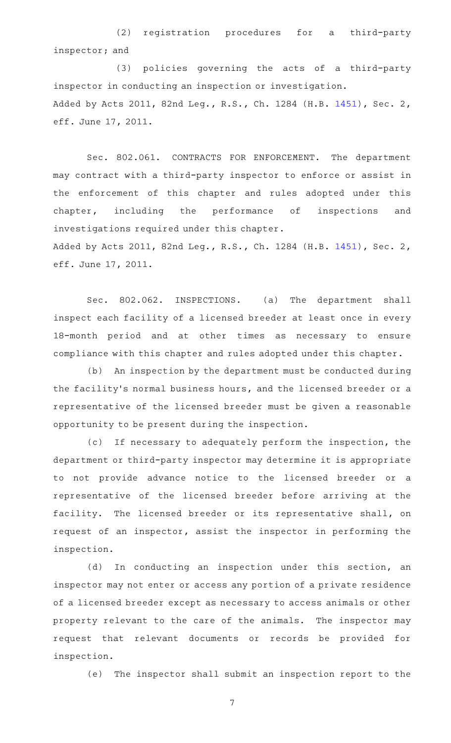(2) registration procedures for a third-party inspector; and

(3) policies governing the acts of a third-party inspector in conducting an inspection or investigation.

Added by Acts 2011, 82nd Leg., R.S., Ch. 1284 (H.B. 1451), Sec. 2, eff. June 17, 2011.

Sec. 802.061. CONTRACTS FOR ENFORCEMENT. The department may contract with a third-party inspector to enforce or assist in the enforcement of this chapter and rules adopted under this chapter, including the performance of inspections and investigations required under this chapter.

Added by Acts 2011, 82nd Leg., R.S., Ch. 1284 (H.B. 1451), Sec. 2, eff. June 17, 2011.

Sec. 802.062. INSPECTIONS. (a) The department shall inspect each facility of a licensed breeder at least once in every 18-month period and at other times as necessary to ensure compliance with this chapter and rules adopted under this chapter.

(b) An inspection by the department must be conducted during the facility's normal business hours, and the licensed breeder or a representative of the licensed breeder must be given a reasonable opportunity to be present during the inspection.

(c) If necessary to adequately perform the inspection, the department or third-party inspector may determine it is appropriate to not provide advance notice to the licensed breeder or a representative of the licensed breeder before arriving at the facility. The licensed breeder or its representative shall, on request of an inspector, assist the inspector in performing the inspection.

(d) In conducting an inspection under this section, an inspector may not enter or access any portion of a private residence of a licensed breeder except as necessary to access animals or other property relevant to the care of the animals. The inspector may request that relevant documents or records be provided for inspection.

(e) The inspector shall submit an inspection report to the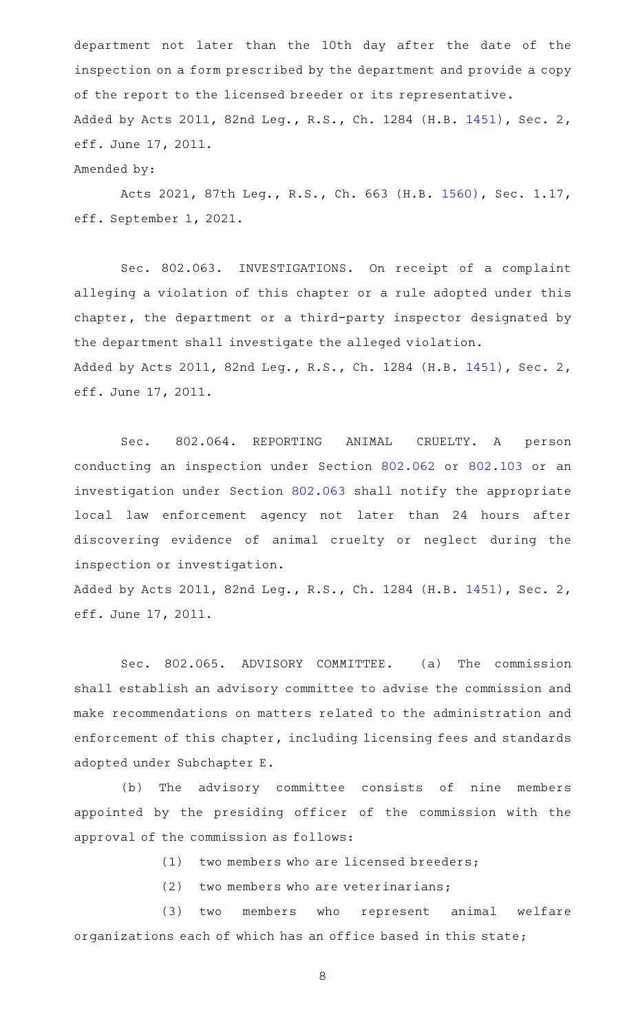department not later than the 10th day after the date of the inspection on a form prescribed by the department and provide a copy of the report to the licensed breeder or its representative.

Added by Acts 2011, 82nd Leg., R.S., Ch. 1284 (H.B. 1451), Sec. 2, eff. June 17, 2011.

Amended by:

Acts 2021, 87th Leg., R.S., Ch. 663 (H.B. 1560), Sec. 1.17, eff. September 1, 2021.

Sec. 802.063. INVESTIGATIONS. On receipt of a complaint alleging a violation of this chapter or a rule adopted under this chapter, the department or a third-party inspector designated by the department shall investigate the alleged violation.

Added by Acts 2011, 82nd Leg., R.S., Ch. 1284 (H.B. 1451), Sec. 2, eff. June 17, 2011.

Sec. 802.064. REPORTING ANIMAL CRUELTY. A person conducting an inspection under Section 802.062 or 802.103 or an investigation under Section 802.063 shall notify the appropriate local law enforcement agency not later than 24 hours after discovering evidence of animal cruelty or neglect during the inspection or investigation.

Added by Acts 2011, 82nd Leg., R.S., Ch. 1284 (H.B. 1451), Sec. 2, eff. June 17, 2011.

Sec. 802.065. ADVISORY COMMITTEE. (a) The commission shall establish an advisory committee to advise the commission and make recommendations on matters related to the administration and enforcement of this chapter, including licensing fees and standards adopted under Subchapter E.

(b) The advisory committee consists of nine members appointed by the presiding officer of the commission with the approval of the commission as follows:

(1) two members who are licensed breeders;

(2) two members who are veterinarians;

(3) two members who represent animal welfare organizations each of which has an office based in this state;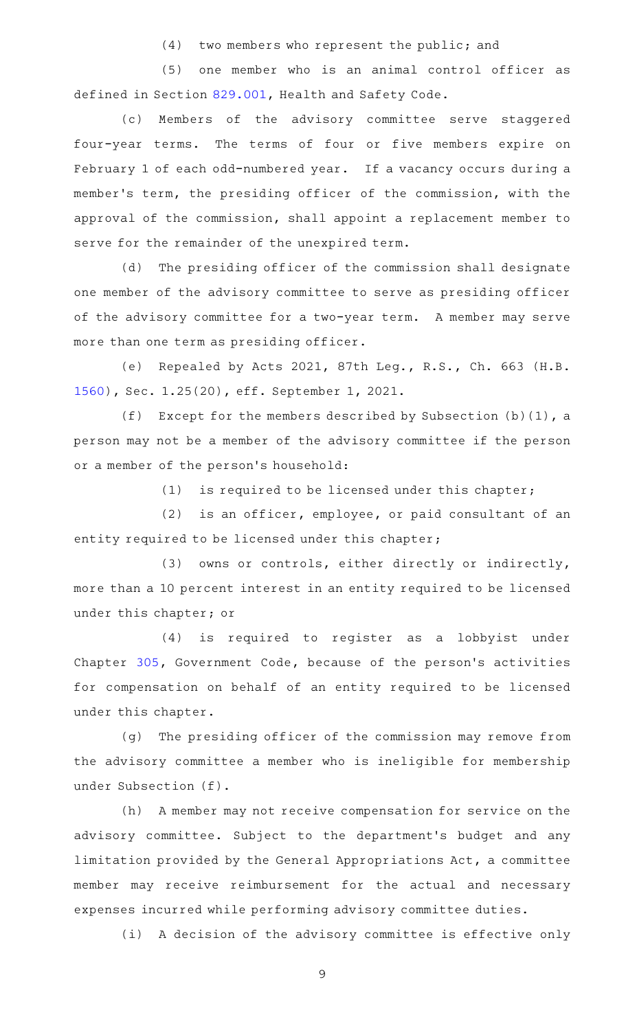(4) two members who represent the public; and

(5) one member who is an animal control officer as defined in Section 829.001, Health and Safety Code.

(c) Members of the advisory committee serve staggered four-year terms. The terms of four or five members expire on February 1 of each odd-numbered year. If a vacancy occurs during a member's term, the presiding officer of the commission, with the approval of the commission, shall appoint a replacement member to serve for the remainder of the unexpired term.

(d) The presiding officer of the commission shall designate one member of the advisory committee to serve as presiding officer of the advisory committee for a two-year term. A member may serve more than one term as presiding officer.

(e) Repealed by Acts 2021, 87th Leg., R.S., Ch. 663 (H.B. 1560), Sec. 1.25(20), eff. September 1, 2021.

(f) Except for the members described by Subsection (b)(1), a person may not be a member of the advisory committee if the person or a member of the person's household:

(1) is required to be licensed under this chapter;

(2) is an officer, employee, or paid consultant of an entity required to be licensed under this chapter;

(3) owns or controls, either directly or indirectly, more than a 10 percent interest in an entity required to be licensed under this chapter; or

(4) is required to register as a lobbyist under Chapter 305, Government Code, because of the person's activities for compensation on behalf of an entity required to be licensed under this chapter.

(g) The presiding officer of the commission may remove from the advisory committee a member who is ineligible for membership under Subsection (f).

(h) A member may not receive compensation for service on the advisory committee. Subject to the department's budget and any limitation provided by the General Appropriations Act, a committee member may receive reimbursement for the actual and necessary expenses incurred while performing advisory committee duties.

(i) A decision of the advisory committee is effective only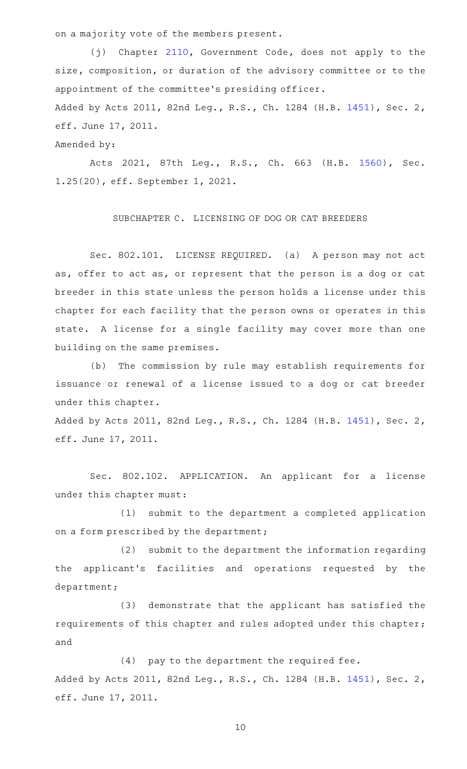on a majority vote of the members present.

(j) Chapter 2110, Government Code, does not apply to the size, composition, or duration of the advisory committee or to the appointment of the committee's presiding officer.

Added by Acts 2011, 82nd Leg., R.S., Ch. 1284 (H.B. 1451), Sec. 2, eff. June 17, 2011.

Amended by:

Acts 2021, 87th Leg., R.S., Ch. 663 (H.B. 1560), Sec. 1.25(20), eff. September 1, 2021.

## SUBCHAPTER C. LICENSING OF DOG OR CAT BREEDERS

Sec. 802.101. LICENSE REQUIRED. (a) A person may not act as, offer to act as, or represent that the person is a dog or cat breeder in this state unless the person holds a license under this chapter for each facility that the person owns or operates in this state. A license for a single facility may cover more than one building on the same premises.

(b) The commission by rule may establish requirements for issuance or renewal of a license issued to a dog or cat breeder under this chapter.

Added by Acts 2011, 82nd Leg., R.S., Ch. 1284 (H.B. 1451), Sec. 2, eff. June 17, 2011.

Sec. 802.102. APPLICATION. An applicant for a license under this chapter must:

(1) submit to the department a completed application on a form prescribed by the department;

(2) submit to the department the information regarding the applicant's facilities and operations requested by the department;

(3) demonstrate that the applicant has satisfied the requirements of this chapter and rules adopted under this chapter; and

(4) pay to the department the required fee.

Added by Acts 2011, 82nd Leg., R.S., Ch. 1284 (H.B. 1451), Sec. 2, eff. June 17, 2011.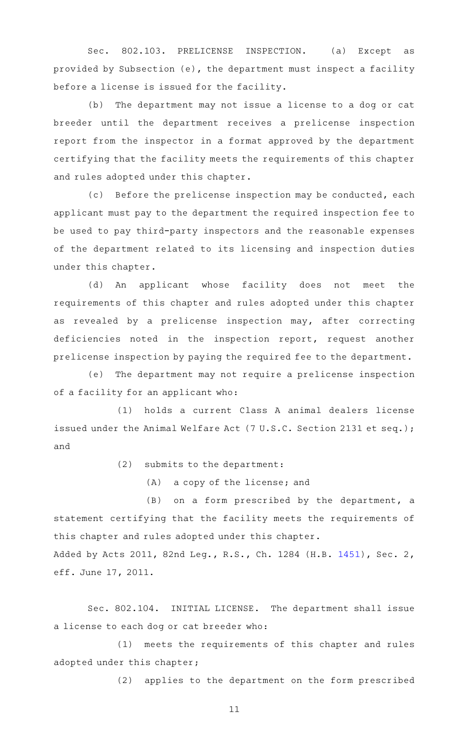Sec. 802.103. PRELICENSE INSPECTION. (a) Except as provided by Subsection (e), the department must inspect a facility before a license is issued for the facility.

(b) The department may not issue a license to a dog or cat breeder until the department receives a prelicense inspection report from the inspector in a format approved by the department certifying that the facility meets the requirements of this chapter and rules adopted under this chapter.

(c) Before the prelicense inspection may be conducted, each applicant must pay to the department the required inspection fee to be used to pay third-party inspectors and the reasonable expenses of the department related to its licensing and inspection duties under this chapter.

(d) An applicant whose facility does not meet the requirements of this chapter and rules adopted under this chapter as revealed by a prelicense inspection may, after correcting deficiencies noted in the inspection report, request another prelicense inspection by paying the required fee to the department.

(e) The department may not require a prelicense inspection of a facility for an applicant who:

(1) holds a current Class A animal dealers license issued under the Animal Welfare Act (7 U.S.C. Section 2131 et seq.); and

(2) submits to the department:

(A) a copy of the license; and

(B) on a form prescribed by the department, a statement certifying that the facility meets the requirements of this chapter and rules adopted under this chapter.

Added by Acts 2011, 82nd Leg., R.S., Ch. 1284 (H.B. 1451), Sec. 2, eff. June 17, 2011.

Sec. 802.104. INITIAL LICENSE. The department shall issue a license to each dog or cat breeder who:

(1) meets the requirements of this chapter and rules adopted under this chapter;

(2) applies to the department on the form prescribed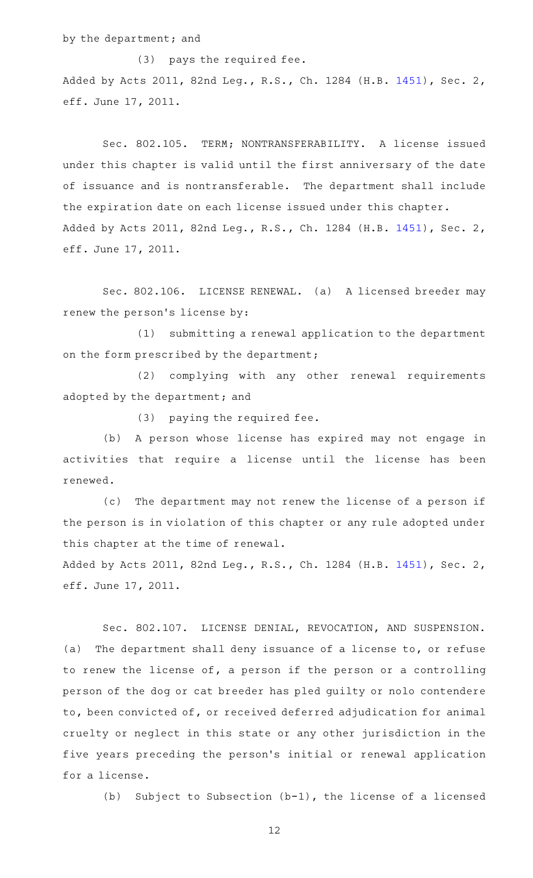by the department; and

(3) pays the required fee.

Added by Acts 2011, 82nd Leg., R.S., Ch. 1284 (H.B. 1451), Sec. 2, eff. June 17, 2011.

Sec. 802.105. TERM; NONTRANSFERABILITY. A license issued under this chapter is valid until the first anniversary of the date of issuance and is nontransferable. The department shall include the expiration date on each license issued under this chapter.

Added by Acts 2011, 82nd Leg., R.S., Ch. 1284 (H.B. 1451), Sec. 2, eff. June 17, 2011.

Sec. 802.106. LICENSE RENEWAL. (a) A licensed breeder may renew the person's license by:

(1) submitting a renewal application to the department on the form prescribed by the department;

(2) complying with any other renewal requirements adopted by the department; and

(3) paying the required fee.

(b) A person whose license has expired may not engage in activities that require a license until the license has been renewed.

(c) The department may not renew the license of a person if the person is in violation of this chapter or any rule adopted under this chapter at the time of renewal.

Added by Acts 2011, 82nd Leg., R.S., Ch. 1284 (H.B. 1451), Sec. 2, eff. June 17, 2011.

Sec. 802.107. LICENSE DENIAL, REVOCATION, AND SUSPENSION. (a) The department shall deny issuance of a license to, or refuse to renew the license of, a person if the person or a controlling person of the dog or cat breeder has pled guilty or nolo contendere to, been convicted of, or received deferred adjudication for animal cruelty or neglect in this state or any other jurisdiction in the five years preceding the person's initial or renewal application for a license.

(b) Subject to Subsection (b-1), the license of a licensed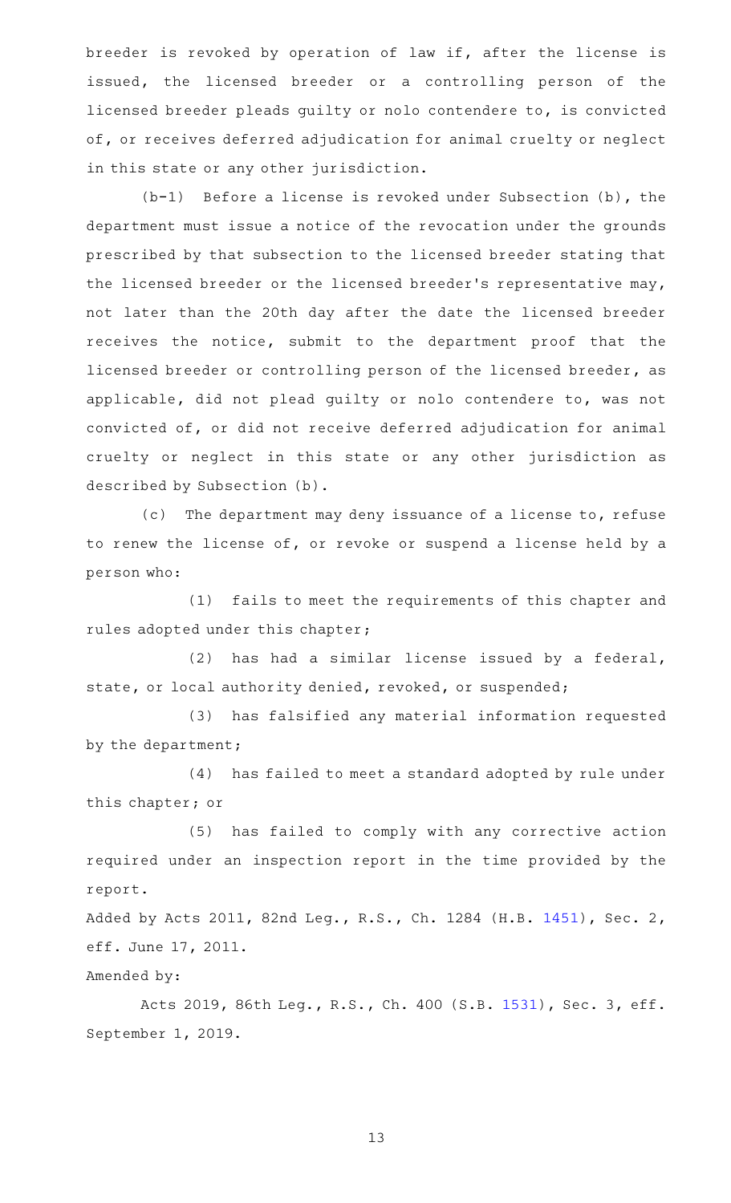breeder is revoked by operation of law if, after the license is issued, the licensed breeder or a controlling person of the licensed breeder pleads guilty or nolo contendere to, is convicted of, or receives deferred adjudication for animal cruelty or neglect in this state or any other jurisdiction.

(b-1) Before a license is revoked under Subsection (b), the department must issue a notice of the revocation under the grounds prescribed by that subsection to the licensed breeder stating that the licensed breeder or the licensed breeder's representative may, not later than the 20th day after the date the licensed breeder receives the notice, submit to the department proof that the licensed breeder or controlling person of the licensed breeder, as applicable, did not plead guilty or nolo contendere to, was not convicted of, or did not receive deferred adjudication for animal cruelty or neglect in this state or any other jurisdiction as described by Subsection (b).

(c) The department may deny issuance of a license to, refuse to renew the license of, or revoke or suspend a license held by a person who:

(1) fails to meet the requirements of this chapter and rules adopted under this chapter;

(2) has had a similar license issued by a federal, state, or local authority denied, revoked, or suspended;

(3) has falsified any material information requested by the department;

(4) has failed to meet a standard adopted by rule under this chapter; or

(5) has failed to comply with any corrective action required under an inspection report in the time provided by the report.

Added by Acts 2011, 82nd Leg., R.S., Ch. 1284 (H.B. 1451), Sec. 2, eff. June 17, 2011.

Amended by:

Acts 2019, 86th Leg., R.S., Ch. 400 (S.B. 1531), Sec. 3, eff. September 1, 2019.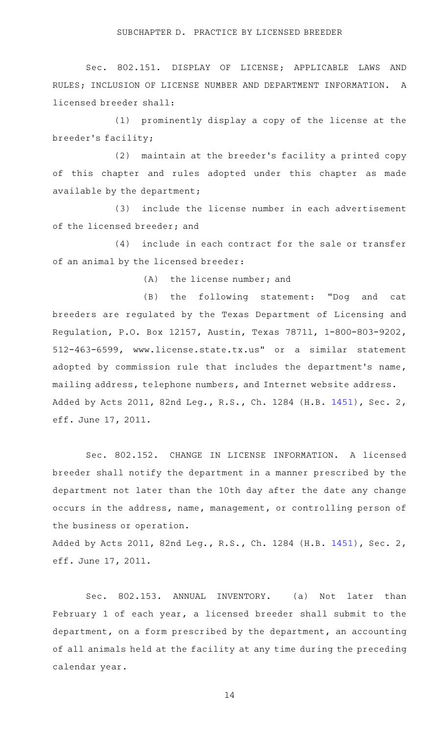## SUBCHAPTER D. PRACTICE BY LICENSED BREEDER

Sec. 802.151. DISPLAY OF LICENSE; APPLICABLE LAWS AND RULES; INCLUSION OF LICENSE NUMBER AND DEPARTMENT INFORMATION. A licensed breeder shall:

(1) prominently display a copy of the license at the breeder's facility;

(2) maintain at the breeder's facility a printed copy of this chapter and rules adopted under this chapter as made available by the department;

(3) include the license number in each advertisement of the licensed breeder; and

(4) include in each contract for the sale or transfer of an animal by the licensed breeder:

(A) the license number; and

(B) the following statement: "Dog and cat breeders are regulated by the Texas Department of Licensing and Regulation, P.O. Box 12157, Austin, Texas 78711, 1-800-803-9202, 512-463-6599, www.license.state.tx.us" or a similar statement adopted by commission rule that includes the department's name, mailing address, telephone numbers, and Internet website address.

Added by Acts 2011, 82nd Leg., R.S., Ch. 1284 (H.B. 1451), Sec. 2, eff. June 17, 2011.

Sec. 802.152. CHANGE IN LICENSE INFORMATION. A licensed breeder shall notify the department in a manner prescribed by the department not later than the 10th day after the date any change occurs in the address, name, management, or controlling person of the business or operation.

Added by Acts 2011, 82nd Leg., R.S., Ch. 1284 (H.B. 1451), Sec. 2, eff. June 17, 2011.

Sec. 802.153. ANNUAL INVENTORY. (a) Not later than February 1 of each year, a licensed breeder shall submit to the department, on a form prescribed by the department, an accounting of all animals held at the facility at any time during the preceding calendar year.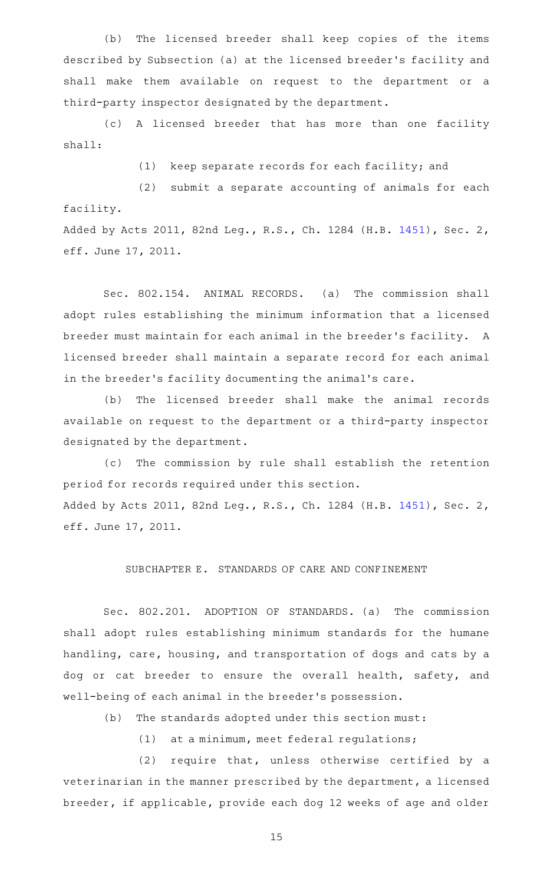(b) The licensed breeder shall keep copies of the items described by Subsection (a) at the licensed breeder's facility and shall make them available on request to the department or a third-party inspector designated by the department.

(c) A licensed breeder that has more than one facility shall:

(1) keep separate records for each facility; and

(2) submit a separate accounting of animals for each facility.

Added by Acts 2011, 82nd Leg., R.S., Ch. 1284 (H.B. 1451), Sec. 2, eff. June 17, 2011.

Sec. 802.154. ANIMAL RECORDS. (a) The commission shall adopt rules establishing the minimum information that a licensed breeder must maintain for each animal in the breeder's facility. A licensed breeder shall maintain a separate record for each animal in the breeder's facility documenting the animal's care.

(b) The licensed breeder shall make the animal records available on request to the department or a third-party inspector designated by the department.

(c) The commission by rule shall establish the retention period for records required under this section.

Added by Acts 2011, 82nd Leg., R.S., Ch. 1284 (H.B. 1451), Sec. 2, eff. June 17, 2011.

SUBCHAPTER E. STANDARDS OF CARE AND CONFINEMENT

Sec. 802.201. ADOPTION OF STANDARDS. (a) The commission shall adopt rules establishing minimum standards for the humane handling, care, housing, and transportation of dogs and cats by a dog or cat breeder to ensure the overall health, safety, and well-being of each animal in the breeder's possession.

(b) The standards adopted under this section must:

(1) at a minimum, meet federal regulations;

(2) require that, unless otherwise certified by a veterinarian in the manner prescribed by the department, a licensed breeder, if applicable, provide each dog 12 weeks of age and older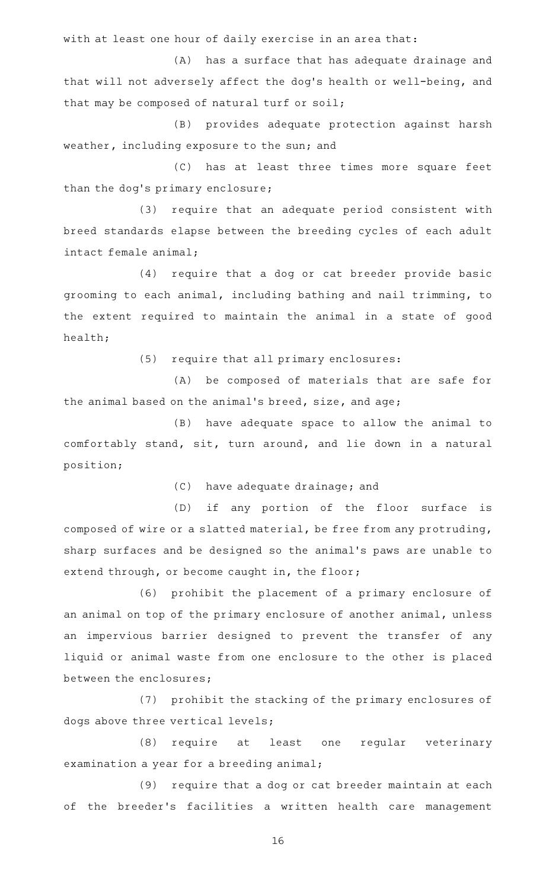with at least one hour of daily exercise in an area that:

(A) has a surface that has adequate drainage and that will not adversely affect the dog's health or well-being, and that may be composed of natural turf or soil;

(B) provides adequate protection against harsh weather, including exposure to the sun; and

(C) has at least three times more square feet than the dog's primary enclosure;

(3) require that an adequate period consistent with breed standards elapse between the breeding cycles of each adult intact female animal;

(4) require that a dog or cat breeder provide basic grooming to each animal, including bathing and nail trimming, to the extent required to maintain the animal in a state of good health;

(5) require that all primary enclosures:

(A) be composed of materials that are safe for the animal based on the animal's breed, size, and age;

(B) have adequate space to allow the animal to comfortably stand, sit, turn around, and lie down in a natural position;

(C) have adequate drainage; and

(D) if any portion of the floor surface is composed of wire or a slatted material, be free from any protruding, sharp surfaces and be designed so the animal's paws are unable to extend through, or become caught in, the floor;

(6) prohibit the placement of a primary enclosure of an animal on top of the primary enclosure of another animal, unless an impervious barrier designed to prevent the transfer of any liquid or animal waste from one enclosure to the other is placed between the enclosures;

(7) prohibit the stacking of the primary enclosures of dogs above three vertical levels;

(8) require at least one regular veterinary examination a year for a breeding animal;

(9) require that a dog or cat breeder maintain at each of the breeder's facilities a written health care management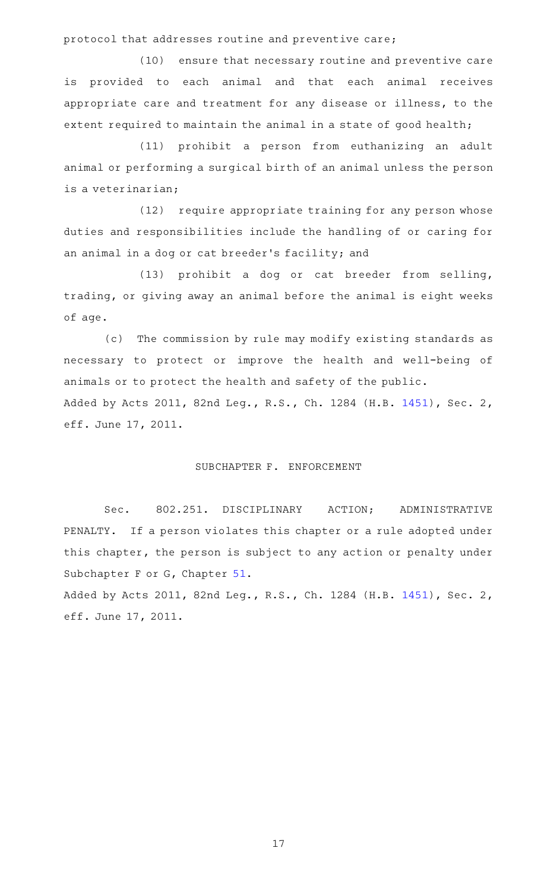protocol that addresses routine and preventive care;

(10) ensure that necessary routine and preventive care is provided to each animal and that each animal receives appropriate care and treatment for any disease or illness, to the extent required to maintain the animal in a state of good health;

(11) prohibit a person from euthanizing an adult animal or performing a surgical birth of an animal unless the person is a veterinarian;

(12) require appropriate training for any person whose duties and responsibilities include the handling of or caring for an animal in a dog or cat breeder's facility; and

(13) prohibit a dog or cat breeder from selling, trading, or giving away an animal before the animal is eight weeks of age.

(c) The commission by rule may modify existing standards as necessary to protect or improve the health and well-being of animals or to protect the health and safety of the public.

Added by Acts 2011, 82nd Leg., R.S., Ch. 1284 (H.B. 1451), Sec. 2, eff. June 17, 2011.

## SUBCHAPTER F. ENFORCEMENT

Sec. 802.251. DISCIPLINARY ACTION; ADMINISTRATIVE PENALTY. If a person violates this chapter or a rule adopted under this chapter, the person is subject to any action or penalty under Subchapter F or G, Chapter 51.

Added by Acts 2011, 82nd Leg., R.S., Ch. 1284 (H.B. 1451), Sec. 2, eff. June 17, 2011.